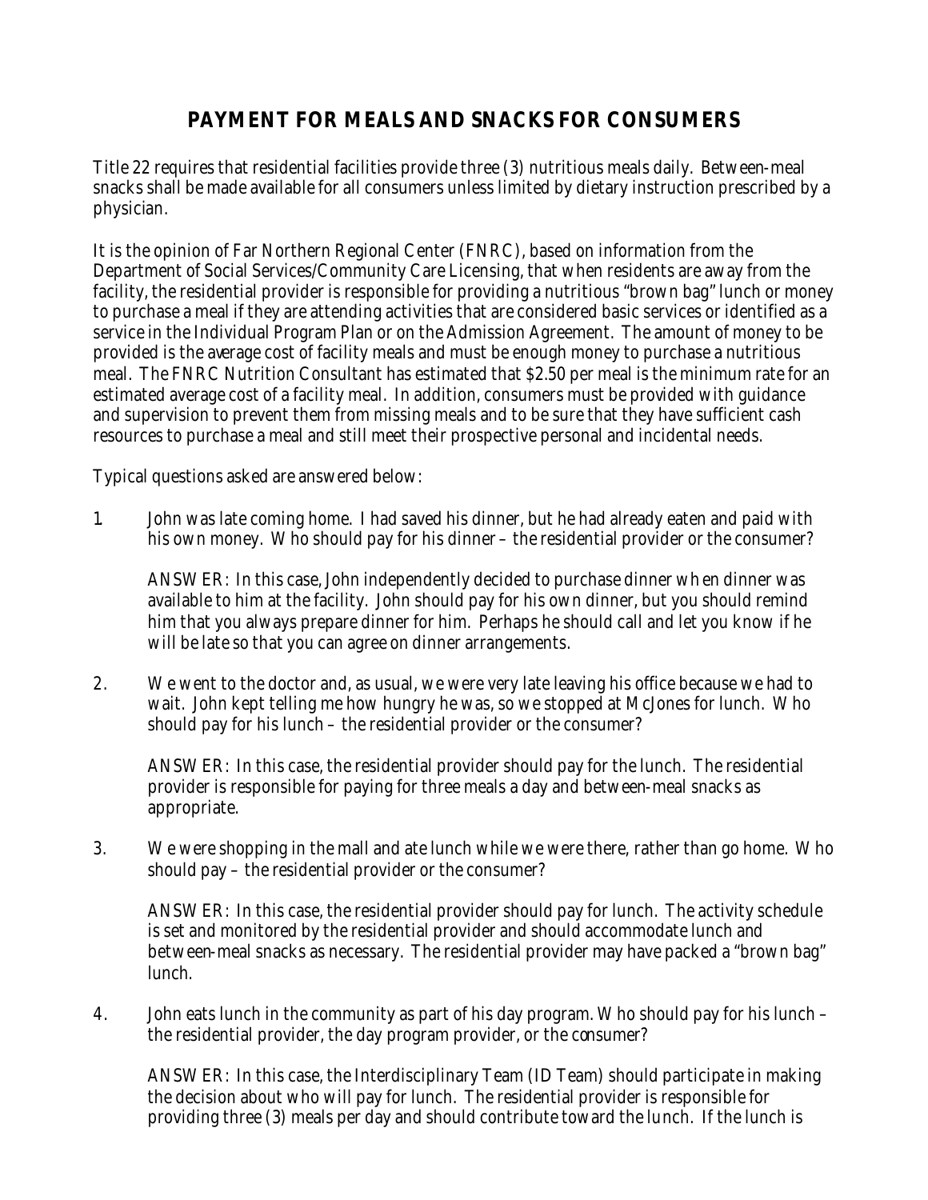# PAYMENT FOR MEALS AND SNACKS FOR CONSUMERS

Title 22 requires that residential facilities provide three (3) nutritious meals daily. Between-meal snacks shall be made available for all consumers unless limited by dietary instruction prescribed by a physician.

It is the opinion of Far Northern Regional Center (FNRC), based on information from the Department of Social Services/Community Care Licensing, that when residents are away from the facility, the residential provider is responsible for providing a nutritious "brown bag" lunch or money to purchase a meal if they are attending activities that are considered basic services or identified as a service in the Individual Program Plan or on the Admission Agreement. The amount of money to be provided is the average cost of facility meals and must be enough money to purchase a nutritious meal. The FNRC Nutrition Consultant has estimated that $2.50 per meal is the minimum rate for an estimated average cost of a facility meal. In addition, consumers must be provided with guidance and supervision to prevent them from missing meals and to be sure that they have sufficient cash resources to purchase a meal and still meet their prospective personal and incidental needs.

Typical questions asked are answered below:

1. John was late coming home. I had saved his dinner, but he had already eaten and paid with his own money. Who should pay for his dinner – the residential provider or the consumer?

   ANSWER: In this case, John independently decided to purchase dinner when dinner was available to him at the facility. John should pay for his own dinner, but you should remind him that you always prepare dinner for him. Perhaps he should call and let you know if he will be late so that you can agree on dinner arrangements.

2. We went to the doctor and, as usual, we were very late leaving his office because we had to wait. John kept telling me how hungry he was, so we stopped at McJones for lunch. Who should pay for his lunch – the residential provider or the consumer?

   ANSWER: In this case, the residential provider should pay for the lunch. The residential provider is responsible for paying for three meals a day and between-meal snacks as appropriate.

3. We were shopping in the mall and ate lunch while we were there, rather than go home. Who should pay – the residential provider or the consumer?

   ANSWER: In this case, the residential provider should pay for lunch. The activity schedule is set and monitored by the residential provider and should accommodate lunch and between-meal snacks as necessary. The residential provider may have packed a "brown bag" lunch.

4. John eats lunch in the community as part of his day program. Who should pay for his lunch – the residential provider, the day program provider, or the consumer?

   ANSWER: In this case, the Interdisciplinary Team (ID Team) should participate in making the decision about who will pay for lunch. The residential provider is responsible for providing three (3) meals per day and should contribute toward the lunch. If the lunch is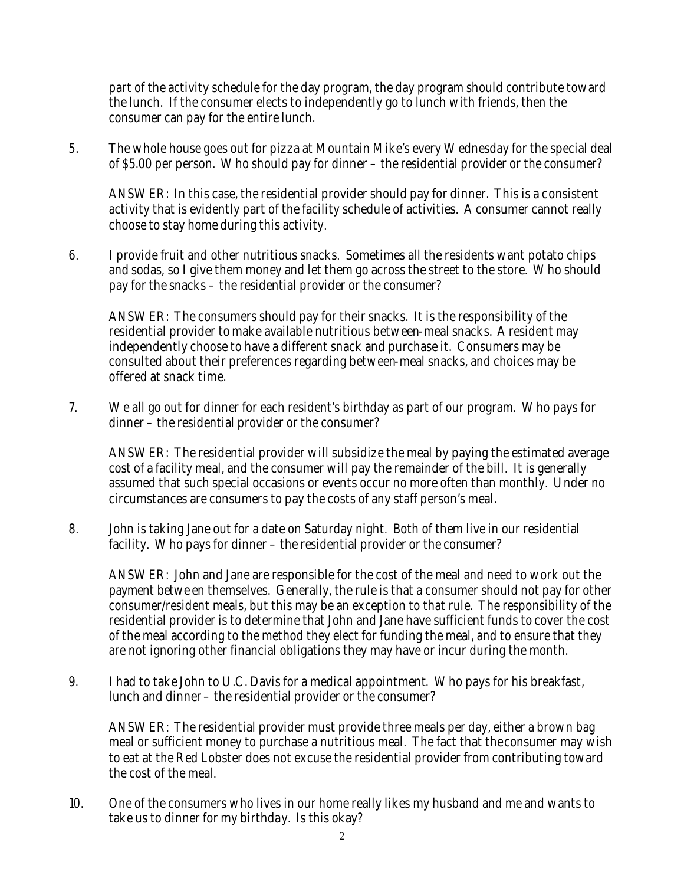part of the activity schedule for the day program, the day program should contribute toward the lunch. If the consumer elects to independently go to lunch with friends, then the consumer can pay for the entire lunch.

5. The whole house goes out for pizza at Mountain Mike's every Wednesday for the special deal of $5.00 per person. Who should pay for dinner – the residential provider or the consumer?

   ANSWER: In this case, the residential provider should pay for dinner. This is a consistent activity that is evidently part of the facility schedule of activities. A consumer cannot really choose to stay home during this activity.

6. I provide fruit and other nutritious snacks. Sometimes all the residents want potato chips and sodas, so I give them money and let them go across the street to the store. Who should pay for the snacks – the residential provider or the consumer?

   ANSWER: The consumers should pay for their snacks. It is the responsibility of the residential provider to make available nutritious between-meal snacks. A resident may independently choose to have a different snack and purchase it. Consumers may be consulted about their preferences regarding between-meal snacks, and choices may be offered at snack time.

7. We all go out for dinner for each resident's birthday as part of our program. Who pays for dinner – the residential provider or the consumer?

   ANSWER: The residential provider will subsidize the meal by paying the estimated average cost of a facility meal, and the consumer will pay the remainder of the bill. It is generally assumed that such special occasions or events occur no more often than monthly. Under no circumstances are consumers to pay the costs of any staff person's meal.

8. John is taking Jane out for a date on Saturday night. Both of them live in our residential facility. Who pays for dinner – the residential provider or the consumer?

   ANSWER: John and Jane are responsible for the cost of the meal and need to work out the payment between themselves. Generally, the rule is that a consumer should not pay for other consumer/resident meals, but this may be an exception to that rule. The responsibility of the residential provider is to determine that John and Jane have sufficient funds to cover the cost of the meal according to the method they elect for funding the meal, and to ensure that they are not ignoring other financial obligations they may have or incur during the month.

9. I had to take John to U.C. Davis for a medical appointment. Who pays for his breakfast, lunch and dinner – the residential provider or the consumer?

   ANSWER: The residential provider must provide three meals per day, either a brown bag meal or sufficient money to purchase a nutritious meal. The fact that the consumer may wish to eat at the Red Lobster does not excuse the residential provider from contributing toward the cost of the meal.

10. One of the consumers who lives in our home really likes my husband and me and wants to take us to dinner for my birthday. Is this okay?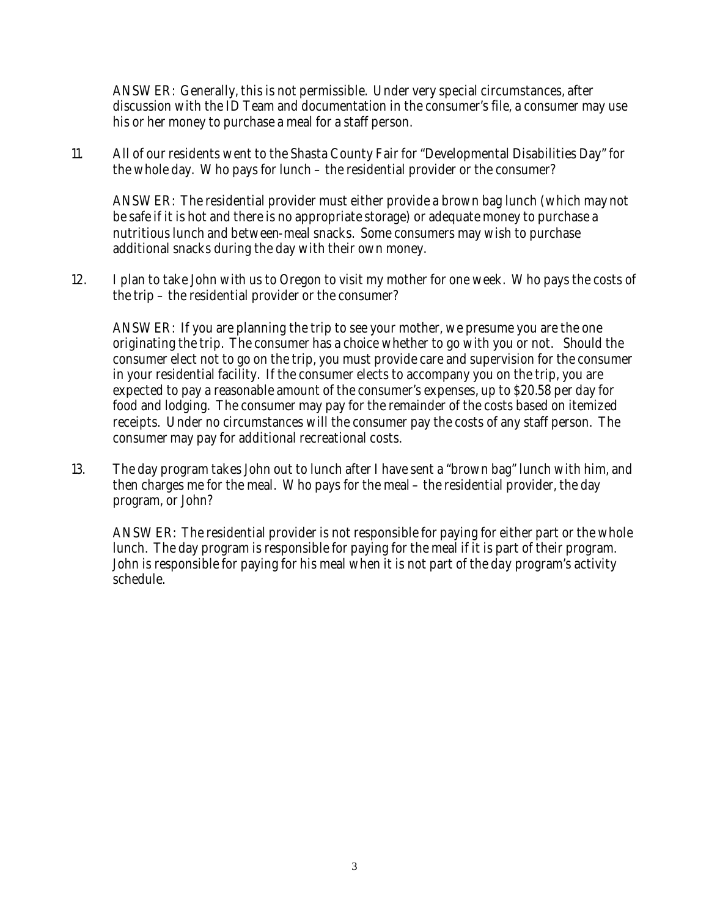ANSWER: Generally, this is not permissible. Under very special circumstances, after discussion with the ID Team and documentation in the consumer's file, a consumer may use his or her money to purchase a meal for a staff person.

11. All of our residents went to the Shasta County Fair for "Developmental Disabilities Day" for the whole day. Who pays for lunch – the residential provider or the consumer?

    ANSWER: The residential provider must either provide a brown bag lunch (which may not be safe if it is hot and there is no appropriate storage) or adequate money to purchase a nutritious lunch and between-meal snacks. Some consumers may wish to purchase additional snacks during the day with their own money.

12. I plan to take John with us to Oregon to visit my mother for one week. Who pays the costs of the trip – the residential provider or the consumer?

    ANSWER: If you are planning the trip to see your mother, we presume you are the one originating the trip. The consumer has a choice whether to go with you or not. Should the consumer elect not to go on the trip, you must provide care and supervision for the consumer in your residential facility. If the consumer elects to accompany you on the trip, you are expected to pay a reasonable amount of the consumer's expenses, up to $20.58 per day for food and lodging. The consumer may pay for the remainder of the costs based on itemized receipts. Under no circumstances will the consumer pay the costs of any staff person. The consumer may pay for additional recreational costs.

13. The day program takes John out to lunch after I have sent a "brown bag" lunch with him, and then charges me for the meal. Who pays for the meal – the residential provider, the day program, or John?

    ANSWER: The residential provider is not responsible for paying for either part or the whole lunch. The day program is responsible for paying for the meal if it is part of their program. John is responsible for paying for his meal when it is not part of the day program's activity schedule.